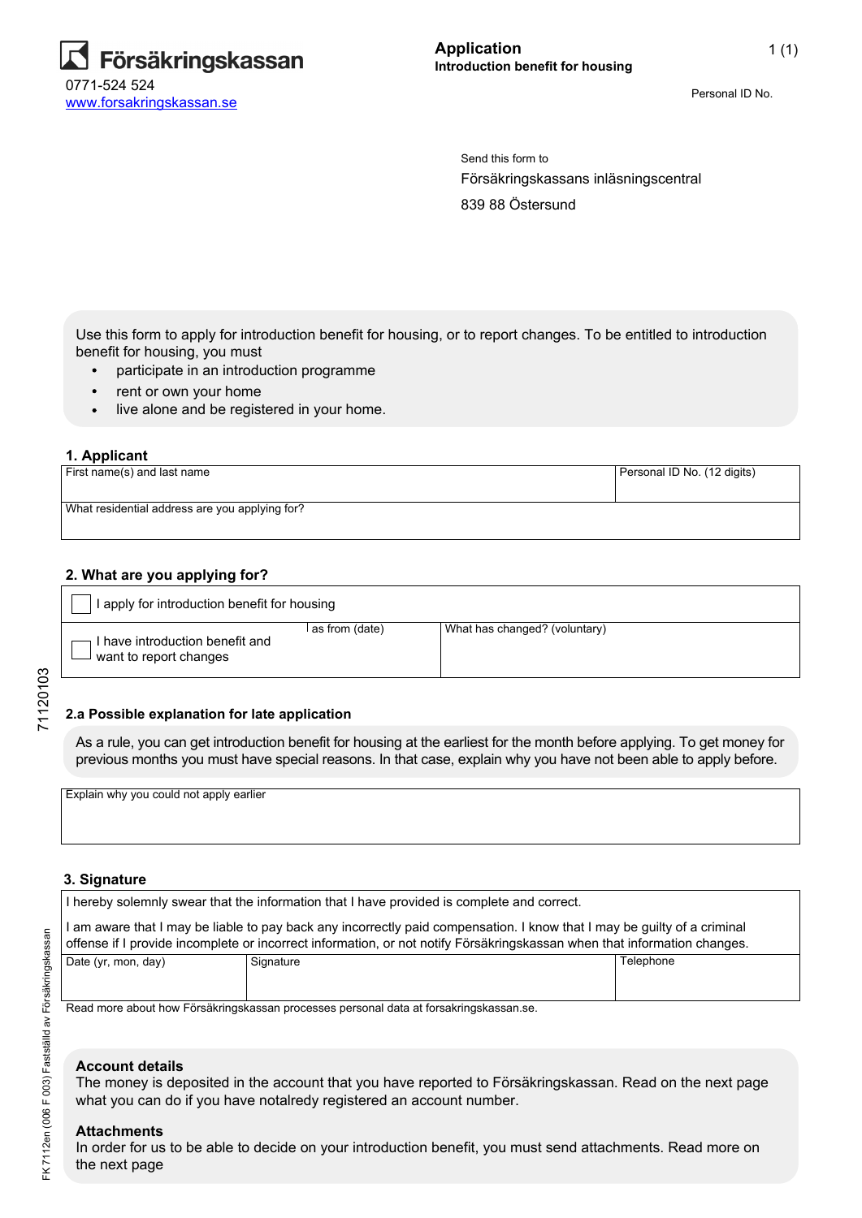Försäkringskassan

0771-524 524

www.forsakringskassan.se

# Application
**Introduction benefit for housing**

Personal ID No.

Send this form to

Försäkringskassans inläsningscentral

839 88 Östersund

Use this form to apply for introduction benefit for housing, or to report changes. To be entitled to introduction benefit for housing, you must

- participate in an introduction programme
- rent or own your home
- live alone and be registered in your home.

## 1. Applicant

| First name(s) and last name | Personal ID No. (12 digits) |
|---|---|
| What residential address are you applying for? | |

## 2. What are you applying for?

| | | |
|---|---|---|
| ☐ I apply for introduction benefit for housing | | |
| ☐ I have introduction benefit and want to report changes | as from (date) | What has changed? (voluntary) |

### 2.a Possible explanation for late application

As a rule, you can get introduction benefit for housing at the earliest for the month before applying. To get money for previous months you must have special reasons. In that case, explain why you have not been able to apply before.

| Explain why you could not apply earlier |
|---|
| |

## 3. Signature

I hereby solemnly swear that the information that I have provided is complete and correct.

I am aware that I may be liable to pay back any incorrectly paid compensation. I know that I may be guilty of a criminal offense if I provide incomplete or incorrect information, or not notify Försäkringskassan when that information changes.

| Date (yr, mon, day) | Signature | Telephone |
|---|---|---|
| | | |

Read more about how Försäkringskassan processes personal data at forsakringskassan.se.

**Account details**
The money is deposited in the account that you have reported to Försäkringskassan. Read on the next page what you can do if you have notalredy registered an account number.

**Attachments**
In order for us to be able to decide on your introduction benefit, you must send attachments. Read more on the next page

71120103

FK 7112en (006 F 003) Fastställd av Försäkringskassan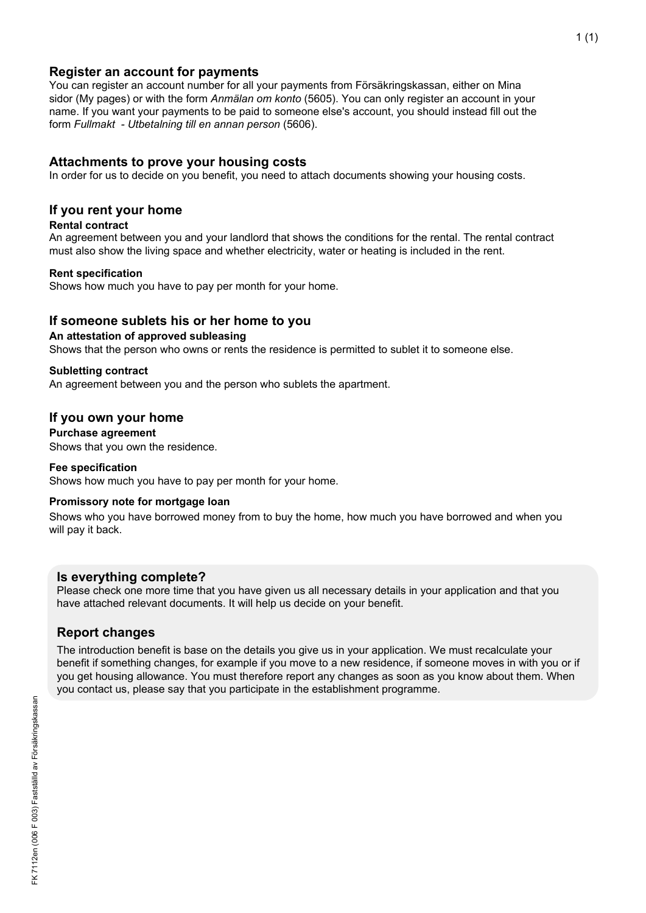## Register an account for payments

You can register an account number for all your payments from Försäkringskassan, either on Mina sidor (My pages) or with the form *Anmälan om konto* (5605). You can only register an account in your name. If you want your payments to be paid to someone else's account, you should instead fill out the form *Fullmakt - Utbetalning till en annan person* (5606).

## Attachments to prove your housing costs

In order for us to decide on you benefit, you need to attach documents showing your housing costs.

## If you rent your home

**Rental contract**

An agreement between you and your landlord that shows the conditions for the rental. The rental contract must also show the living space and whether electricity, water or heating is included in the rent.

**Rent specification**

Shows how much you have to pay per month for your home.

## If someone sublets his or her home to you

**An attestation of approved subleasing**

Shows that the person who owns or rents the residence is permitted to sublet it to someone else.

**Subletting contract**

An agreement between you and the person who sublets the apartment.

## If you own your home

**Purchase agreement**

Shows that you own the residence.

**Fee specification**

Shows how much you have to pay per month for your home.

**Promissory note for mortgage loan**

Shows who you have borrowed money from to buy the home, how much you have borrowed and when you will pay it back.

## Is everything complete?

Please check one more time that you have given us all necessary details in your application and that you have attached relevant documents. It will help us decide on your benefit.

## Report changes

The introduction benefit is base on the details you give us in your application. We must recalculate your benefit if something changes, for example if you move to a new residence, if someone moves in with you or if you get housing allowance. You must therefore report any changes as soon as you know about them. When you contact us, please say that you participate in the establishment programme.

FK 7112en (006 F 003) Fastställd av Försäkringskassan